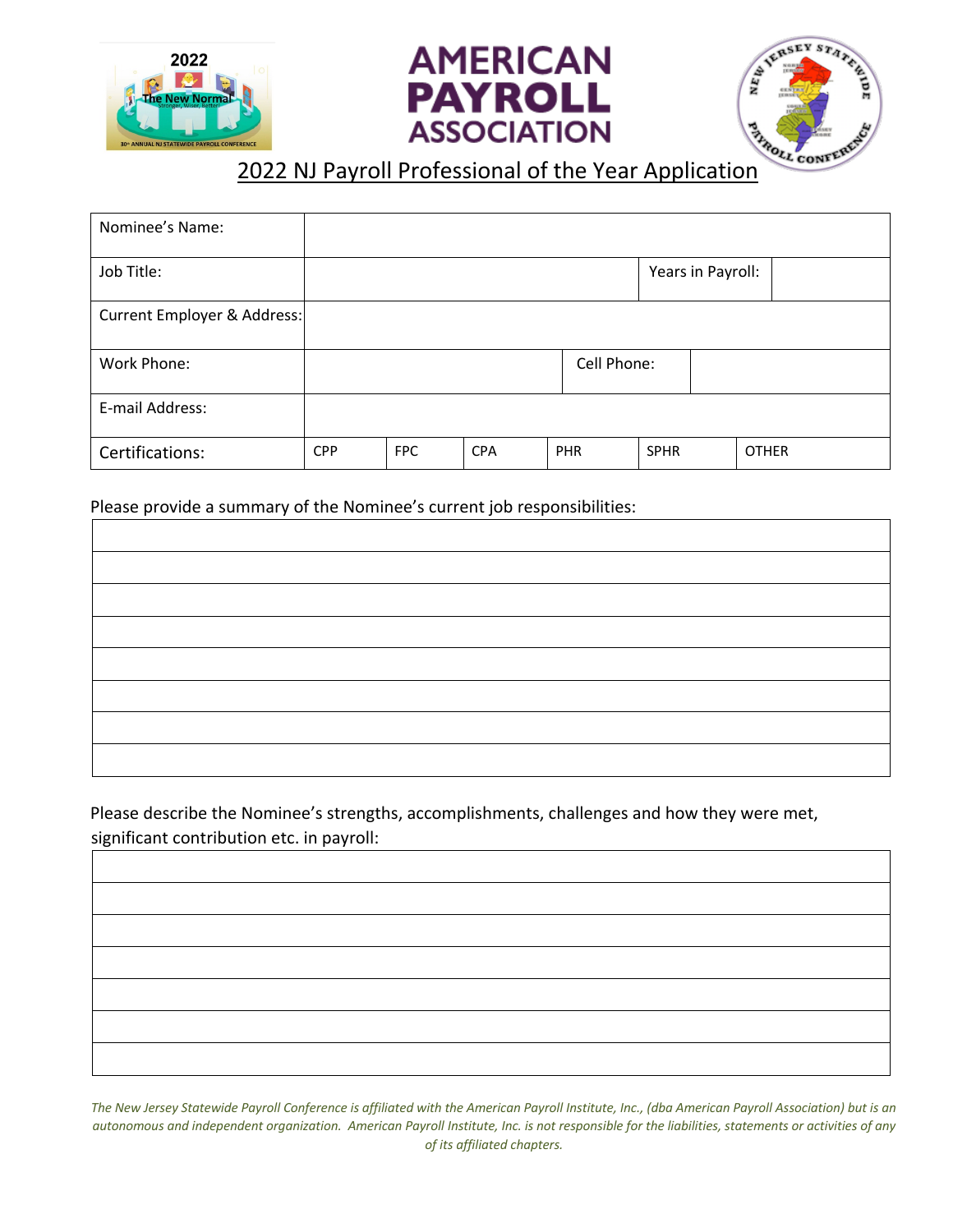# 2022 NJ Payroll Professional of the Year Application

| Nominee's Name: | | | | | | |
|---|---|---|---|---|---|---|
| Job Title: | | | | Years in Payroll: | | |
| Current Employer & Address: | | | | | | |
| Work Phone: | | | | Cell Phone: | | |
| E-mail Address: | | | | | | |
| Certifications: | CPP | FPC | CPA | PHR | SPHR | OTHER |

Please provide a summary of the Nominee's current job responsibilities:

| |
|---|
| |
| |
| |
| |
| |
| |
| |

Please describe the Nominee's strengths, accomplishments, challenges and how they were met, significant contribution etc. in payroll:

| |
|---|
| |
| |
| |
| |
| |
| |

*The New Jersey Statewide Payroll Conference is affiliated with the American Payroll Institute, Inc., (dba American Payroll Association) but is an autonomous and independent organization. American Payroll Institute, Inc. is not responsible for the liabilities, statements or activities of any of its affiliated chapters.*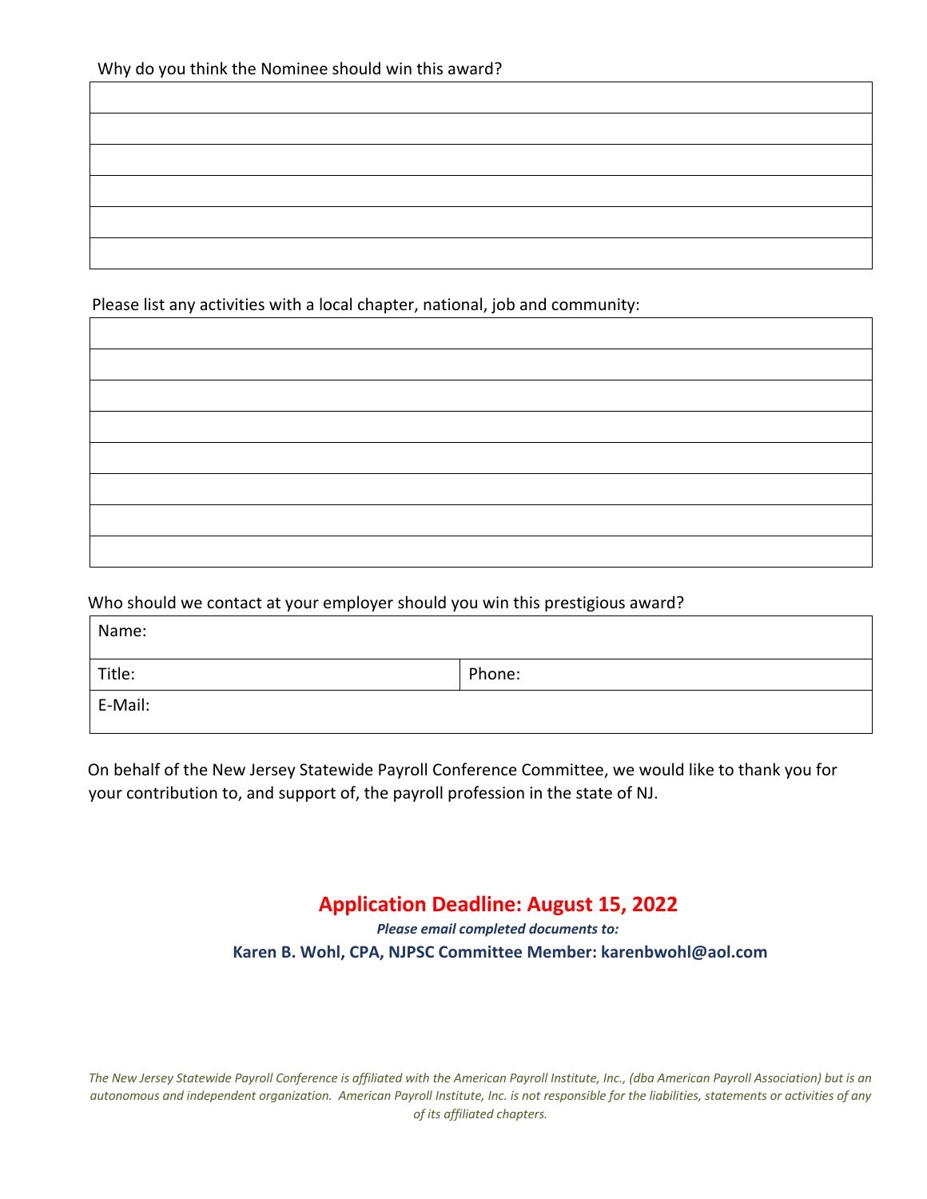Why do you think the Nominee should win this award?

| |
|---|
| |
| |
| |
| |
| |
| |

Please list any activities with a local chapter, national, job and community:

| |
|---|
| |
| |
| |
| |
| |
| |
| |
| |

Who should we contact at your employer should you win this prestigious award?

| | |
|---|---|
| Name: | |
| Title: | Phone: |
| E-Mail: | |

On behalf of the New Jersey Statewide Payroll Conference Committee, we would like to thank you for your contribution to, and support of, the payroll profession in the state of NJ.

**Application Deadline: August 15, 2022**

***Please email completed documents to:***

**Karen B. Wohl, CPA, NJPSC Committee Member: karenbwohl@aol.com**

*The New Jersey Statewide Payroll Conference is affiliated with the American Payroll Institute, Inc., (dba American Payroll Association) but is an autonomous and independent organization. American Payroll Institute, Inc. is not responsible for the liabilities, statements or activities of any of its affiliated chapters.*